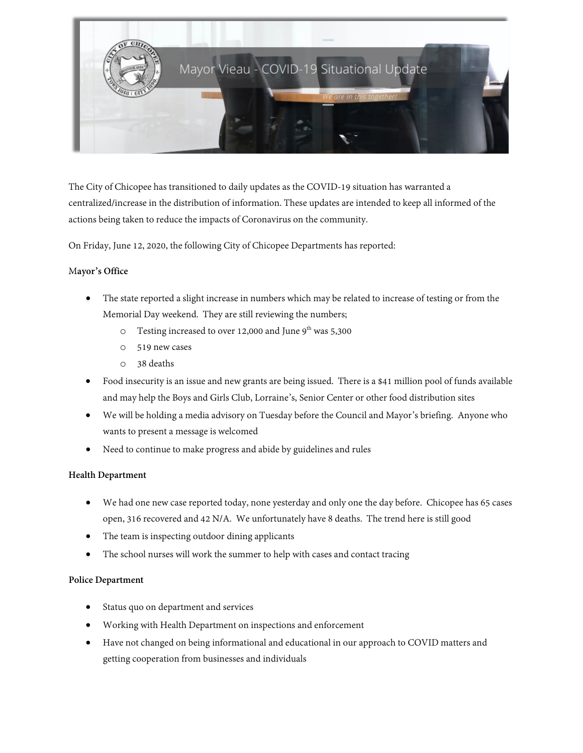# Mayor Vieau - COVID-19 Situational Update

*We are in this together!*

The City of Chicopee has transitioned to daily updates as the COVID-19 situation has warranted a centralized/increase in the distribution of information. These updates are intended to keep all informed of the actions being taken to reduce the impacts of Coronavirus on the community.

On Friday, June 12, 2020, the following City of Chicopee Departments has reported:

**Mayor's Office**

- The state reported a slight increase in numbers which may be related to increase of testing or from the Memorial Day weekend. They are still reviewing the numbers;
  - Testing increased to over 12,000 and June 9th was 5,300
  - 519 new cases
  - 38 deaths
- Food insecurity is an issue and new grants are being issued. There is a $41 million pool of funds available and may help the Boys and Girls Club, Lorraine's, Senior Center or other food distribution sites
- We will be holding a media advisory on Tuesday before the Council and Mayor's briefing. Anyone who wants to present a message is welcomed
- Need to continue to make progress and abide by guidelines and rules

**Health Department**

- We had one new case reported today, none yesterday and only one the day before. Chicopee has 65 cases open, 316 recovered and 42 N/A. We unfortunately have 8 deaths. The trend here is still good
- The team is inspecting outdoor dining applicants
- The school nurses will work the summer to help with cases and contact tracing

**Police Department**

- Status quo on department and services
- Working with Health Department on inspections and enforcement
- Have not changed on being informational and educational in our approach to COVID matters and getting cooperation from businesses and individuals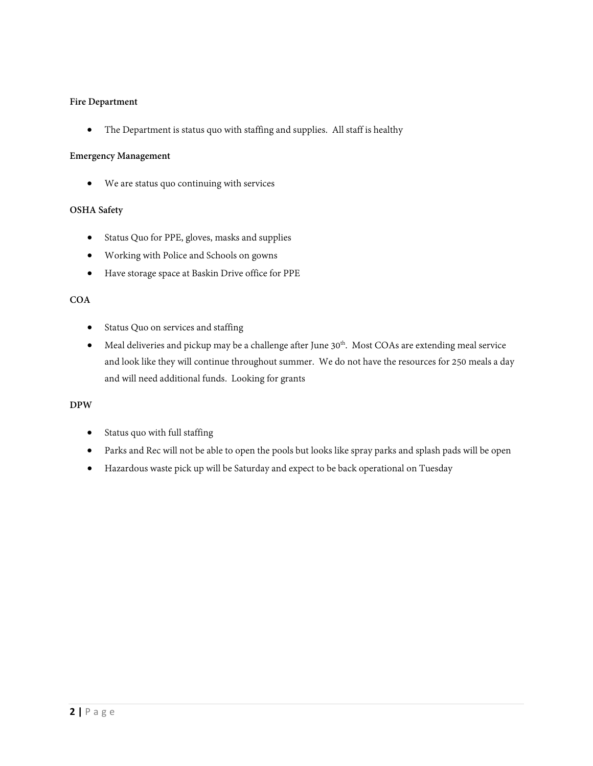**Fire Department**

- The Department is status quo with staffing and supplies. All staff is healthy

**Emergency Management**

- We are status quo continuing with services

**OSHA Safety**

- Status Quo for PPE, gloves, masks and supplies
- Working with Police and Schools on gowns
- Have storage space at Baskin Drive office for PPE

**COA**

- Status Quo on services and staffing
- Meal deliveries and pickup may be a challenge after June 30th. Most COAs are extending meal service and look like they will continue throughout summer. We do not have the resources for 250 meals a day and will need additional funds. Looking for grants

**DPW**

- Status quo with full staffing
- Parks and Rec will not be able to open the pools but looks like spray parks and splash pads will be open
- Hazardous waste pick up will be Saturday and expect to be back operational on Tuesday